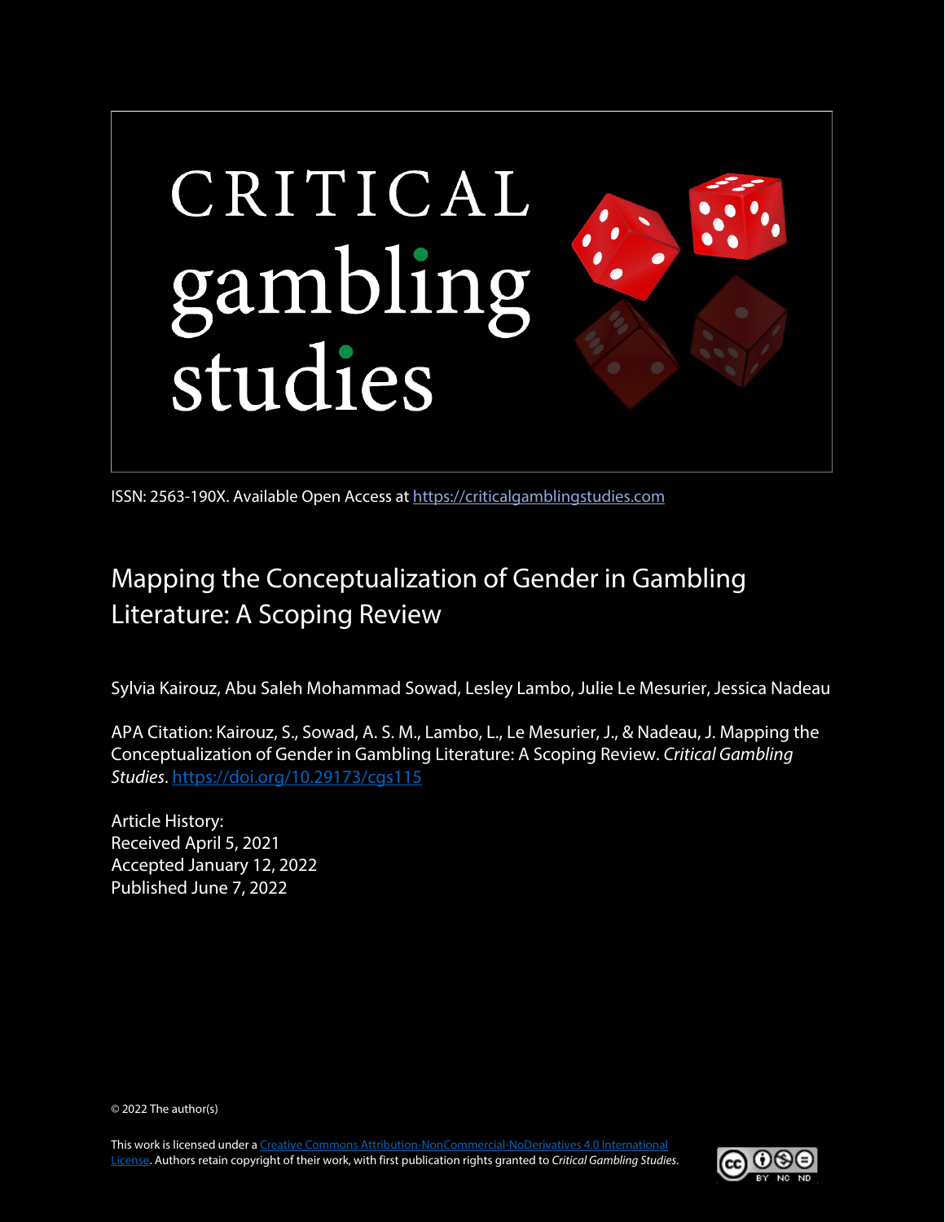# CRITICAL gambling studies

ISSN: 2563-190X. Available Open Access at https://criticalgamblingstudies.com

## Mapping the Conceptualization of Gender in Gambling Literature: A Scoping Review

Sylvia Kairouz, Abu Saleh Mohammad Sowad, Lesley Lambo, Julie Le Mesurier, Jessica Nadeau

APA Citation: Kairouz, S., Sowad, A. S. M., Lambo, L., Le Mesurier, J., & Nadeau, J. Mapping the Conceptualization of Gender in Gambling Literature: A Scoping Review. *Critical Gambling Studies*. https://doi.org/10.29173/cgs115

Article History:
Received April 5, 2021
Accepted January 12, 2022
Published June 7, 2022

© 2022 The author(s)

This work is licensed under a Creative Commons Attribution-NonCommercial-NoDerivatives 4.0 International License. Authors retain copyright of their work, with first publication rights granted to *Critical Gambling Studies*.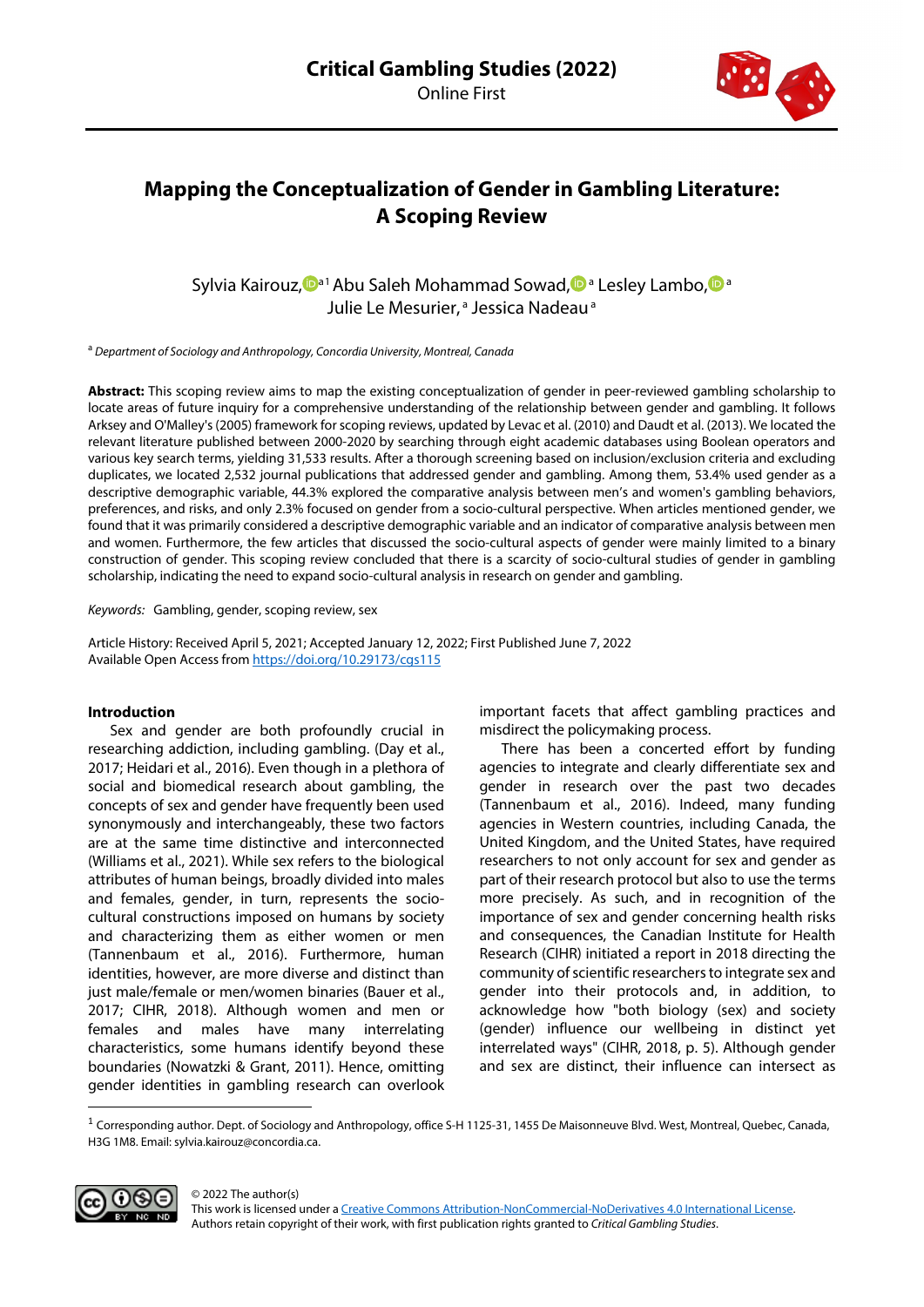# Mapping the Conceptualization of Gender in Gambling Literature: A Scoping Review

Sylvia Kairouz,[a1] Abu Saleh Mohammad Sowad,[a] Lesley Lambo,[a] Julie Le Mesurier,[a] Jessica Nadeau[a]

[a] *Department of Sociology and Anthropology, Concordia University, Montreal, Canada*

**Abstract:** This scoping review aims to map the existing conceptualization of gender in peer-reviewed gambling scholarship to locate areas of future inquiry for a comprehensive understanding of the relationship between gender and gambling. It follows Arksey and O'Malley's (2005) framework for scoping reviews, updated by Levac et al. (2010) and Daudt et al. (2013). We located the relevant literature published between 2000-2020 by searching through eight academic databases using Boolean operators and various key search terms, yielding 31,533 results. After a thorough screening based on inclusion/exclusion criteria and excluding duplicates, we located 2,532 journal publications that addressed gender and gambling. Among them, 53.4% used gender as a descriptive demographic variable, 44.3% explored the comparative analysis between men's and women's gambling behaviors, preferences, and risks, and only 2.3% focused on gender from a socio-cultural perspective. When articles mentioned gender, we found that it was primarily considered a descriptive demographic variable and an indicator of comparative analysis between men and women. Furthermore, the few articles that discussed the socio-cultural aspects of gender were mainly limited to a binary construction of gender. This scoping review concluded that there is a scarcity of socio-cultural studies of gender in gambling scholarship, indicating the need to expand socio-cultural analysis in research on gender and gambling.

*Keywords:* Gambling, gender, scoping review, sex

Article History: Received April 5, 2021; Accepted January 12, 2022; First Published June 7, 2022
Available Open Access from https://doi.org/10.29173/cgs115

## Introduction

Sex and gender are both profoundly crucial in researching addiction, including gambling. (Day et al., 2017; Heidari et al., 2016). Even though in a plethora of social and biomedical research about gambling, the concepts of sex and gender have frequently been used synonymously and interchangeably, these two factors are at the same time distinctive and interconnected (Williams et al., 2021). While sex refers to the biological attributes of human beings, broadly divided into males and females, gender, in turn, represents the socio-cultural constructions imposed on humans by society and characterizing them as either women or men (Tannenbaum et al., 2016). Furthermore, human identities, however, are more diverse and distinct than just male/female or men/women binaries (Bauer et al., 2017; CIHR, 2018). Although women and men or females and males have many interrelating characteristics, some humans identify beyond these boundaries (Nowatzki & Grant, 2011). Hence, omitting gender identities in gambling research can overlook important facets that affect gambling practices and misdirect the policymaking process.

There has been a concerted effort by funding agencies to integrate and clearly differentiate sex and gender in research over the past two decades (Tannenbaum et al., 2016). Indeed, many funding agencies in Western countries, including Canada, the United Kingdom, and the United States, have required researchers to not only account for sex and gender as part of their research protocol but also to use the terms more precisely. As such, and in recognition of the importance of sex and gender concerning health risks and consequences, the Canadian Institute for Health Research (CIHR) initiated a report in 2018 directing the community of scientific researchers to integrate sex and gender into their protocols and, in addition, to acknowledge how "both biology (sex) and society (gender) influence our wellbeing in distinct yet interrelated ways" (CIHR, 2018, p. 5). Although gender and sex are distinct, their influence can intersect as

[1] Corresponding author. Dept. of Sociology and Anthropology, office S-H 1125-31, 1455 De Maisonneuve Blvd. West, Montreal, Quebec, Canada, H3G 1M8. Email: sylvia.kairouz@concordia.ca.

© 2022 The author(s)
This work is licensed under a Creative Commons Attribution-NonCommercial-NoDerivatives 4.0 International License. Authors retain copyright of their work, with first publication rights granted to *Critical Gambling Studies*.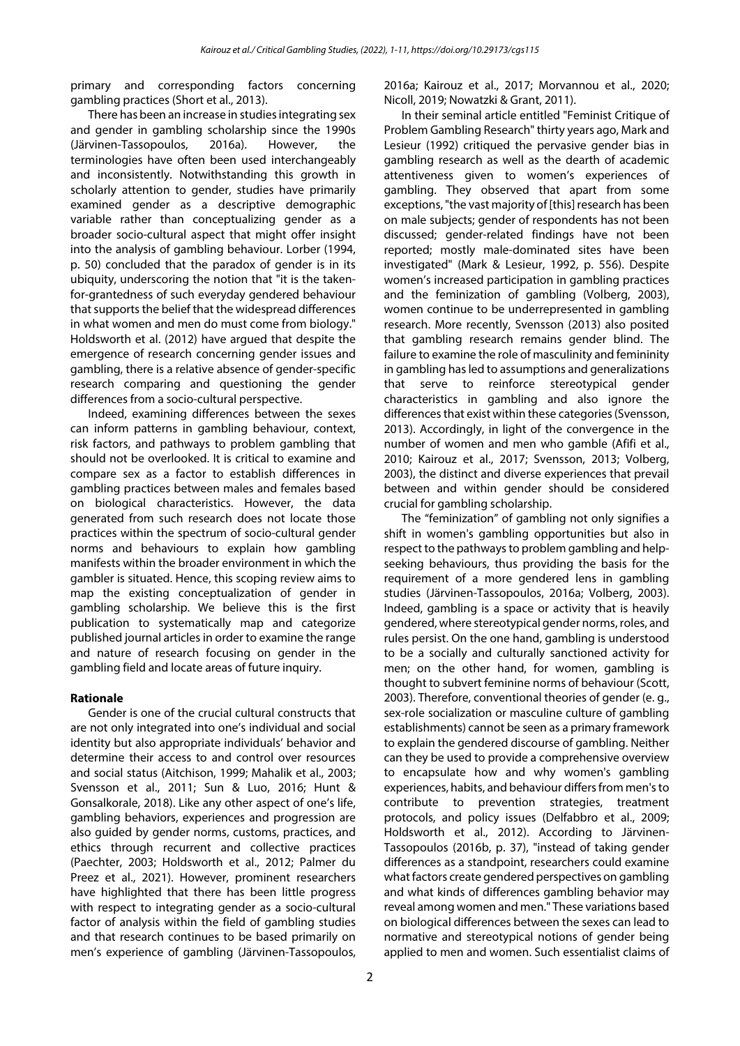primary and corresponding factors concerning gambling practices (Short et al., 2013).

There has been an increase in studies integrating sex and gender in gambling scholarship since the 1990s (Järvinen-Tassopoulos, 2016a). However, the terminologies have often been used interchangeably and inconsistently. Notwithstanding this growth in scholarly attention to gender, studies have primarily examined gender as a descriptive demographic variable rather than conceptualizing gender as a broader socio-cultural aspect that might offer insight into the analysis of gambling behaviour. Lorber (1994, p. 50) concluded that the paradox of gender is in its ubiquity, underscoring the notion that "it is the taken-for-grantedness of such everyday gendered behaviour that supports the belief that the widespread differences in what women and men do must come from biology." Holdsworth et al. (2012) have argued that despite the emergence of research concerning gender issues and gambling, there is a relative absence of gender-specific research comparing and questioning the gender differences from a socio-cultural perspective.

Indeed, examining differences between the sexes can inform patterns in gambling behaviour, context, risk factors, and pathways to problem gambling that should not be overlooked. It is critical to examine and compare sex as a factor to establish differences in gambling practices between males and females based on biological characteristics. However, the data generated from such research does not locate those practices within the spectrum of socio-cultural gender norms and behaviours to explain how gambling manifests within the broader environment in which the gambler is situated. Hence, this scoping review aims to map the existing conceptualization of gender in gambling scholarship. We believe this is the first publication to systematically map and categorize published journal articles in order to examine the range and nature of research focusing on gender in the gambling field and locate areas of future inquiry.

**Rationale**

Gender is one of the crucial cultural constructs that are not only integrated into one's individual and social identity but also appropriate individuals' behavior and determine their access to and control over resources and social status (Aitchison, 1999; Mahalik et al., 2003; Svensson et al., 2011; Sun & Luo, 2016; Hunt & Gonsalkorale, 2018). Like any other aspect of one's life, gambling behaviors, experiences and progression are also guided by gender norms, customs, practices, and ethics through recurrent and collective practices (Paechter, 2003; Holdsworth et al., 2012; Palmer du Preez et al., 2021). However, prominent researchers have highlighted that there has been little progress with respect to integrating gender as a socio-cultural factor of analysis within the field of gambling studies and that research continues to be based primarily on men's experience of gambling (Järvinen-Tassopoulos, 2016a; Kairouz et al., 2017; Morvannou et al., 2020; Nicoll, 2019; Nowatzki & Grant, 2011).

In their seminal article entitled "Feminist Critique of Problem Gambling Research" thirty years ago, Mark and Lesieur (1992) critiqued the pervasive gender bias in gambling research as well as the dearth of academic attentiveness given to women's experiences of gambling. They observed that apart from some exceptions, "the vast majority of [this] research has been on male subjects; gender of respondents has not been discussed; gender-related findings have not been reported; mostly male-dominated sites have been investigated" (Mark & Lesieur, 1992, p. 556). Despite women's increased participation in gambling practices and the feminization of gambling (Volberg, 2003), women continue to be underrepresented in gambling research. More recently, Svensson (2013) also posited that gambling research remains gender blind. The failure to examine the role of masculinity and femininity in gambling has led to assumptions and generalizations that serve to reinforce stereotypical gender characteristics in gambling and also ignore the differences that exist within these categories (Svensson, 2013). Accordingly, in light of the convergence in the number of women and men who gamble (Afifi et al., 2010; Kairouz et al., 2017; Svensson, 2013; Volberg, 2003), the distinct and diverse experiences that prevail between and within gender should be considered crucial for gambling scholarship.

The "feminization" of gambling not only signifies a shift in women's gambling opportunities but also in respect to the pathways to problem gambling and help-seeking behaviours, thus providing the basis for the requirement of a more gendered lens in gambling studies (Järvinen-Tassopoulos, 2016a; Volberg, 2003). Indeed, gambling is a space or activity that is heavily gendered, where stereotypical gender norms, roles, and rules persist. On the one hand, gambling is understood to be a socially and culturally sanctioned activity for men; on the other hand, for women, gambling is thought to subvert feminine norms of behaviour (Scott, 2003). Therefore, conventional theories of gender (e. g., sex-role socialization or masculine culture of gambling establishments) cannot be seen as a primary framework to explain the gendered discourse of gambling. Neither can they be used to provide a comprehensive overview to encapsulate how and why women's gambling experiences, habits, and behaviour differs from men's to contribute to prevention strategies, treatment protocols, and policy issues (Delfabbro et al., 2009; Holdsworth et al., 2012). According to Järvinen-Tassopoulos (2016b, p. 37), "instead of taking gender differences as a standpoint, researchers could examine what factors create gendered perspectives on gambling and what kinds of differences gambling behavior may reveal among women and men." These variations based on biological differences between the sexes can lead to normative and stereotypical notions of gender being applied to men and women. Such essentialist claims of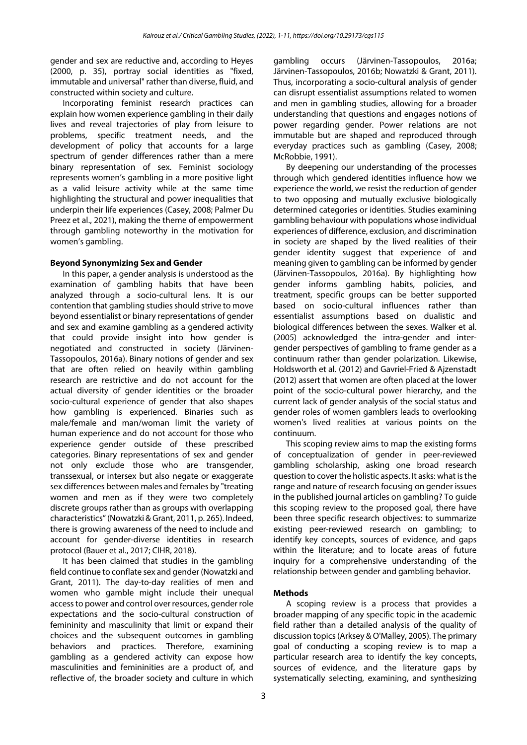gender and sex are reductive and, according to Heyes (2000, p. 35), portray social identities as "fixed, immutable and universal" rather than diverse, fluid, and constructed within society and culture.

Incorporating feminist research practices can explain how women experience gambling in their daily lives and reveal trajectories of play from leisure to problems, specific treatment needs, and the development of policy that accounts for a large spectrum of gender differences rather than a mere binary representation of sex. Feminist sociology represents women's gambling in a more positive light as a valid leisure activity while at the same time highlighting the structural and power inequalities that underpin their life experiences (Casey, 2008; Palmer Du Preez et al., 2021), making the theme of empowerment through gambling noteworthy in the motivation for women's gambling.

**Beyond Synonymizing Sex and Gender**

In this paper, a gender analysis is understood as the examination of gambling habits that have been analyzed through a socio-cultural lens. It is our contention that gambling studies should strive to move beyond essentialist or binary representations of gender and sex and examine gambling as a gendered activity that could provide insight into how gender is negotiated and constructed in society (Järvinen-Tassopoulos, 2016a). Binary notions of gender and sex that are often relied on heavily within gambling research are restrictive and do not account for the actual diversity of gender identities or the broader socio-cultural experience of gender that also shapes how gambling is experienced. Binaries such as male/female and man/woman limit the variety of human experience and do not account for those who experience gender outside of these prescribed categories. Binary representations of sex and gender not only exclude those who are transgender, transsexual, or intersex but also negate or exaggerate sex differences between males and females by "treating women and men as if they were two completely discrete groups rather than as groups with overlapping characteristics" (Nowatzki & Grant, 2011, p. 265). Indeed, there is growing awareness of the need to include and account for gender-diverse identities in research protocol (Bauer et al., 2017; CIHR, 2018).

It has been claimed that studies in the gambling field continue to conflate sex and gender (Nowatzki and Grant, 2011). The day-to-day realities of men and women who gamble might include their unequal access to power and control over resources, gender role expectations and the socio-cultural construction of femininity and masculinity that limit or expand their choices and the subsequent outcomes in gambling behaviors and practices. Therefore, examining gambling as a gendered activity can expose how masculinities and femininities are a product of, and reflective of, the broader society and culture in which gambling occurs (Järvinen-Tassopoulos, 2016a; Järvinen-Tassopoulos, 2016b; Nowatzki & Grant, 2011). Thus, incorporating a socio-cultural analysis of gender can disrupt essentialist assumptions related to women and men in gambling studies, allowing for a broader understanding that questions and engages notions of power regarding gender. Power relations are not immutable but are shaped and reproduced through everyday practices such as gambling (Casey, 2008; McRobbie, 1991).

By deepening our understanding of the processes through which gendered identities influence how we experience the world, we resist the reduction of gender to two opposing and mutually exclusive biologically determined categories or identities. Studies examining gambling behaviour with populations whose individual experiences of difference, exclusion, and discrimination in society are shaped by the lived realities of their gender identity suggest that experience of and meaning given to gambling can be informed by gender (Järvinen-Tassopoulos, 2016a). By highlighting how gender informs gambling habits, policies, and treatment, specific groups can be better supported based on socio-cultural influences rather than essentialist assumptions based on dualistic and biological differences between the sexes. Walker et al. (2005) acknowledged the intra-gender and inter-gender perspectives of gambling to frame gender as a continuum rather than gender polarization. Likewise, Holdsworth et al. (2012) and Gavriel-Fried & Ajzenstadt (2012) assert that women are often placed at the lower point of the socio-cultural power hierarchy, and the current lack of gender analysis of the social status and gender roles of women gamblers leads to overlooking women's lived realities at various points on the continuum.

This scoping review aims to map the existing forms of conceptualization of gender in peer-reviewed gambling scholarship, asking one broad research question to cover the holistic aspects. It asks: what is the range and nature of research focusing on gender issues in the published journal articles on gambling? To guide this scoping review to the proposed goal, there have been three specific research objectives: to summarize existing peer-reviewed research on gambling; to identify key concepts, sources of evidence, and gaps within the literature; and to locate areas of future inquiry for a comprehensive understanding of the relationship between gender and gambling behavior.

**Methods**

A scoping review is a process that provides a broader mapping of any specific topic in the academic field rather than a detailed analysis of the quality of discussion topics (Arksey & O'Malley, 2005). The primary goal of conducting a scoping review is to map a particular research area to identify the key concepts, sources of evidence, and the literature gaps by systematically selecting, examining, and synthesizing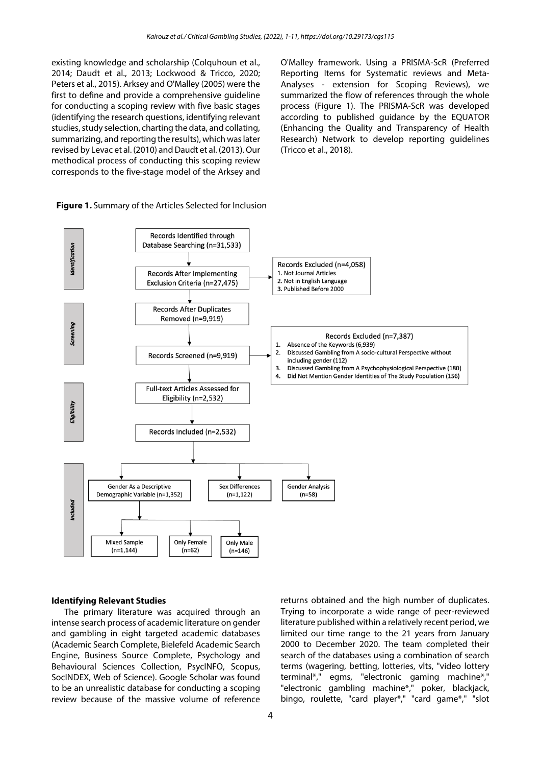existing knowledge and scholarship (Colquhoun et al., 2014; Daudt et al., 2013; Lockwood & Tricco, 2020; Peters et al., 2015). Arksey and O'Malley (2005) were the first to define and provide a comprehensive guideline for conducting a scoping review with five basic stages (identifying the research questions, identifying relevant studies, study selection, charting the data, and collating, summarizing, and reporting the results), which was later revised by Levac et al. (2010) and Daudt et al. (2013). Our methodical process of conducting this scoping review corresponds to the five-stage model of the Arksey and O'Malley framework. Using a PRISMA-ScR (Preferred Reporting Items for Systematic reviews and Meta-Analyses - extension for Scoping Reviews), we summarized the flow of references through the whole process (Figure 1). The PRISMA-ScR was developed according to published guidance by the EQUATOR (Enhancing the Quality and Transparency of Health Research) Network to develop reporting guidelines (Tricco et al., 2018).

**Figure 1.** Summary of the Articles Selected for Inclusion

**Identification**

- Records Identified through Database Searching (n=31,533)
- Records After Implementing Exclusion Criteria (n=27,475)
  - Records Excluded (n=4,058)
    1. Not Journal Articles
    2. Not in English Language
    3. Published Before 2000

**Screening**

- Records After Duplicates Removed (n=9,919)
- Records Screened (n=9,919)
  - Records Excluded (n=7,387)
    1. Absence of the Keywords (6,939)
    2. Discussed Gambling from A socio-cultural Perspective without including gender (112)
    3. Discussed Gambling from A Psychophysiological Perspective (180)
    4. Did Not Mention Gender Identities of The Study Population (156)

**Eligibility**

- Full-text Articles Assessed for Eligibility (n=2,532)
- Records Included (n=2,532)

**Included**

- Gender As a Descriptive Demographic Variable (n=1,352)
  - Mixed Sample (n=1,144)
  - Only Female (n=62)
  - Only Male (n=146)
- Sex Differences (n=1,122)
- Gender Analysis (n=58)

**Identifying Relevant Studies**

The primary literature was acquired through an intense search process of academic literature on gender and gambling in eight targeted academic databases (Academic Search Complete, Bielefeld Academic Search Engine, Business Source Complete, Psychology and Behavioural Sciences Collection, PsycINFO, Scopus, SocINDEX, Web of Science). Google Scholar was found to be an unrealistic database for conducting a scoping review because of the massive volume of reference returns obtained and the high number of duplicates. Trying to incorporate a wide range of peer-reviewed literature published within a relatively recent period, we limited our time range to the 21 years from January 2000 to December 2020. The team completed their search of the databases using a combination of search terms (wagering, betting, lotteries, vlts, "video lottery terminal*," egms, "electronic gaming machine*," "electronic gambling machine*," poker, blackjack, bingo, roulette, "card player*," "card game*," "slot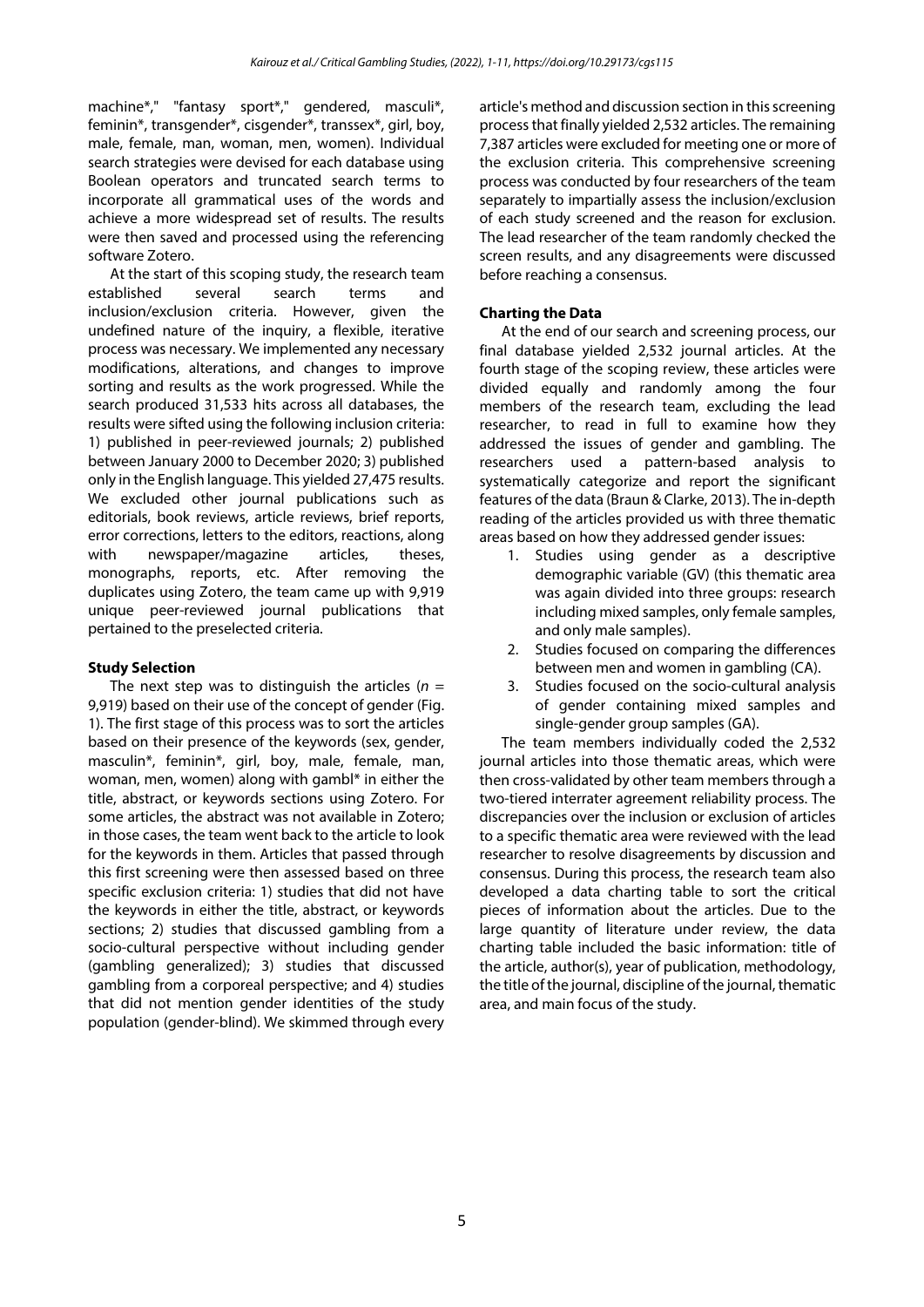machine*," "fantasy sport*," gendered, masculi*, feminin*, transgender*, cisgender*, transsex*, girl, boy, male, female, man, woman, men, women). Individual search strategies were devised for each database using Boolean operators and truncated search terms to incorporate all grammatical uses of the words and achieve a more widespread set of results. The results were then saved and processed using the referencing software Zotero.

At the start of this scoping study, the research team established several search terms and inclusion/exclusion criteria. However, given the undefined nature of the inquiry, a flexible, iterative process was necessary. We implemented any necessary modifications, alterations, and changes to improve sorting and results as the work progressed. While the search produced 31,533 hits across all databases, the results were sifted using the following inclusion criteria: 1) published in peer-reviewed journals; 2) published between January 2000 to December 2020; 3) published only in the English language. This yielded 27,475 results. We excluded other journal publications such as editorials, book reviews, article reviews, brief reports, error corrections, letters to the editors, reactions, along with newspaper/magazine articles, theses, monographs, reports, etc. After removing the duplicates using Zotero, the team came up with 9,919 unique peer-reviewed journal publications that pertained to the preselected criteria.

**Study Selection**

The next step was to distinguish the articles ($n$ = 9,919) based on their use of the concept of gender (Fig. 1). The first stage of this process was to sort the articles based on their presence of the keywords (sex, gender, masculin*, feminin*, girl, boy, male, female, man, woman, men, women) along with gambl* in either the title, abstract, or keywords sections using Zotero. For some articles, the abstract was not available in Zotero; in those cases, the team went back to the article to look for the keywords in them. Articles that passed through this first screening were then assessed based on three specific exclusion criteria: 1) studies that did not have the keywords in either the title, abstract, or keywords sections; 2) studies that discussed gambling from a socio-cultural perspective without including gender (gambling generalized); 3) studies that discussed gambling from a corporeal perspective; and 4) studies that did not mention gender identities of the study population (gender-blind). We skimmed through every article's method and discussion section in this screening process that finally yielded 2,532 articles. The remaining 7,387 articles were excluded for meeting one or more of the exclusion criteria. This comprehensive screening process was conducted by four researchers of the team separately to impartially assess the inclusion/exclusion of each study screened and the reason for exclusion. The lead researcher of the team randomly checked the screen results, and any disagreements were discussed before reaching a consensus.

**Charting the Data**

At the end of our search and screening process, our final database yielded 2,532 journal articles. At the fourth stage of the scoping review, these articles were divided equally and randomly among the four members of the research team, excluding the lead researcher, to read in full to examine how they addressed the issues of gender and gambling. The researchers used a pattern-based analysis to systematically categorize and report the significant features of the data (Braun & Clarke, 2013). The in-depth reading of the articles provided us with three thematic areas based on how they addressed gender issues:

1. Studies using gender as a descriptive demographic variable (GV) (this thematic area was again divided into three groups: research including mixed samples, only female samples, and only male samples).
2. Studies focused on comparing the differences between men and women in gambling (CA).
3. Studies focused on the socio-cultural analysis of gender containing mixed samples and single-gender group samples (GA).

The team members individually coded the 2,532 journal articles into those thematic areas, which were then cross-validated by other team members through a two-tiered interrater agreement reliability process. The discrepancies over the inclusion or exclusion of articles to a specific thematic area were reviewed with the lead researcher to resolve disagreements by discussion and consensus. During this process, the research team also developed a data charting table to sort the critical pieces of information about the articles. Due to the large quantity of literature under review, the data charting table included the basic information: title of the article, author(s), year of publication, methodology, the title of the journal, discipline of the journal, thematic area, and main focus of the study.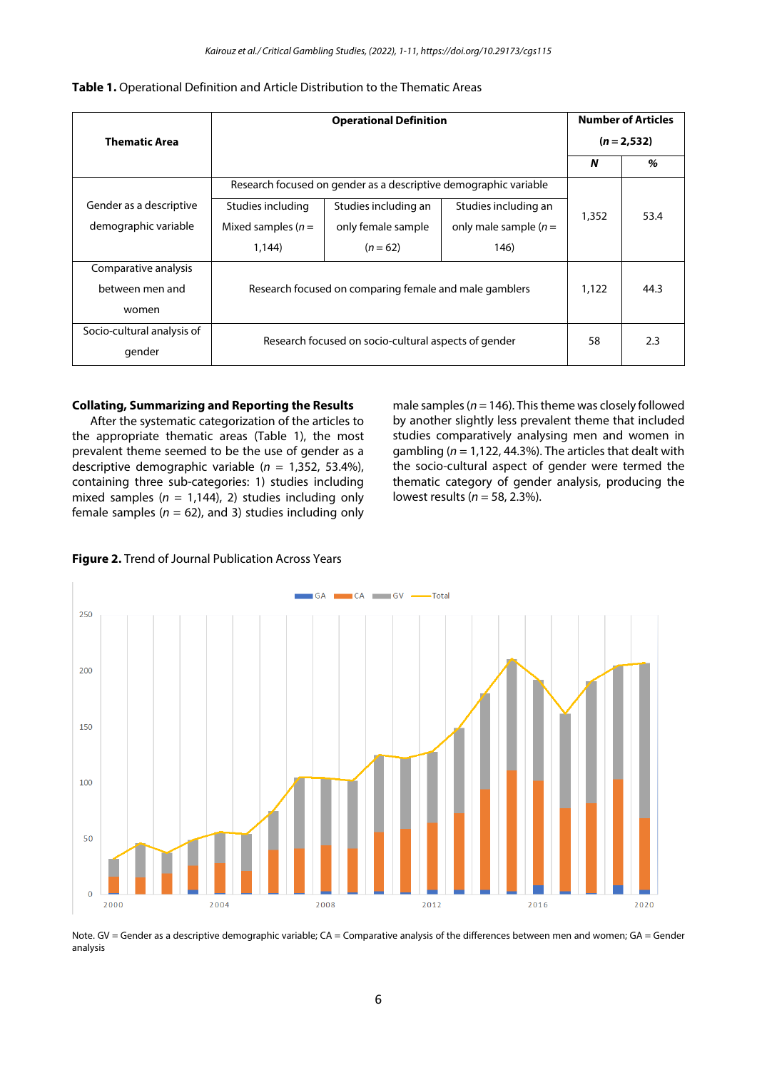**Table 1.** Operational Definition and Article Distribution to the Thematic Areas

| Thematic Area | Operational Definition | | | Number of Articles (*n* = 2,532) | |
|---|---|---|---|---|---|
| | | | | *N* | % |
| Gender as a descriptive demographic variable | Research focused on gender as a descriptive demographic variable | | | 1,352 | 53.4 |
| | Studies including Mixed samples (*n* = 1,144) | Studies including an only female sample (*n* = 62) | Studies including an only male sample (*n* = 146) | | |
| Comparative analysis between men and women | Research focused on comparing female and male gamblers | | | 1,122 | 44.3 |
| Socio-cultural analysis of gender | Research focused on socio-cultural aspects of gender | | | 58 | 2.3 |

**Collating, Summarizing and Reporting the Results**

After the systematic categorization of the articles to the appropriate thematic areas (Table 1), the most prevalent theme seemed to be the use of gender as a descriptive demographic variable (*n* = 1,352, 53.4%), containing three sub-categories: 1) studies including mixed samples (*n* = 1,144), 2) studies including only female samples (*n* = 62), and 3) studies including only male samples (*n* = 146). This theme was closely followed by another slightly less prevalent theme that included studies comparatively analysing men and women in gambling (*n* = 1,122, 44.3%). The articles that dealt with the socio-cultural aspect of gender were termed the thematic category of gender analysis, producing the lowest results (*n* = 58, 2.3%).

**Figure 2.** Trend of Journal Publication Across Years

Note. GV = Gender as a descriptive demographic variable; CA = Comparative analysis of the differences between men and women; GA = Gender analysis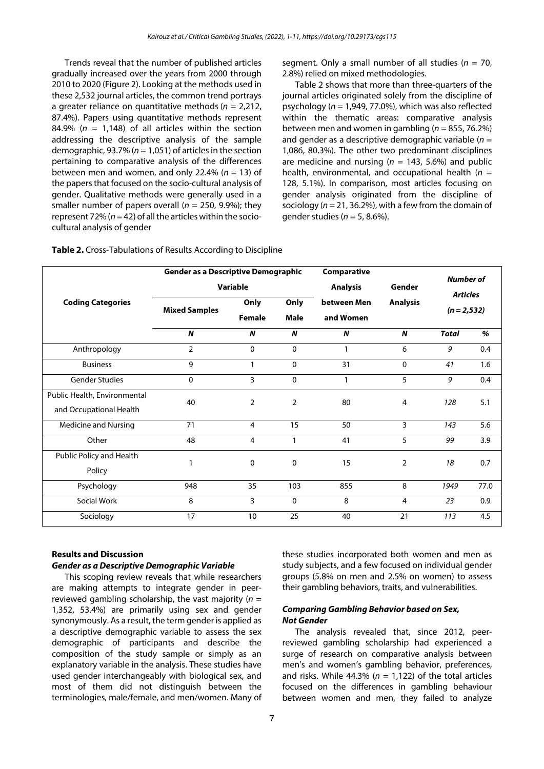Trends reveal that the number of published articles gradually increased over the years from 2000 through 2010 to 2020 (Figure 2). Looking at the methods used in these 2,532 journal articles, the common trend portrays a greater reliance on quantitative methods ($n$ = 2,212, 87.4%). Papers using quantitative methods represent 84.9% ($n$ = 1,148) of all articles within the section addressing the descriptive analysis of the sample demographic, 93.7% ($n$ = 1,051) of articles in the section pertaining to comparative analysis of the differences between men and women, and only 22.4% ($n$ = 13) of the papers that focused on the socio-cultural analysis of gender. Qualitative methods were generally used in a smaller number of papers overall ($n$ = 250, 9.9%); they represent 72% ($n$ = 42) of all the articles within the socio-cultural analysis of gender segment. Only a small number of all studies ($n$ = 70, 2.8%) relied on mixed methodologies.

Table 2 shows that more than three-quarters of the journal articles originated solely from the discipline of psychology ($n$ = 1,949, 77.0%), which was also reflected within the thematic areas: comparative analysis between men and women in gambling ($n$ = 855, 76.2%) and gender as a descriptive demographic variable ($n$ = 1,086, 80.3%). The other two predominant disciplines are medicine and nursing ($n$ = 143, 5.6%) and public health, environmental, and occupational health ($n$ = 128, 5.1%). In comparison, most articles focusing on gender analysis originated from the discipline of sociology ($n$ = 21, 36.2%), with a few from the domain of gender studies ($n$ = 5, 8.6%).

**Table 2.** Cross-Tabulations of Results According to Discipline

| Coding Categories | Gender as a Descriptive Demographic Variable | | | Comparative Analysis between Men and Women | Gender Analysis | *Number of Articles (n = 2,532)* | |
|---|---|---|---|---|---|---|---|
| | Mixed Samples | Only Female | Only Male | | | | |
| | ***N*** | ***N*** | ***N*** | ***N*** | ***N*** | ***Total*** | ***%*** |
| Anthropology | 2 | 0 | 0 | 1 | 6 | *9* | 0.4 |
| Business | 9 | 1 | 0 | 31 | 0 | *41* | 1.6 |
| Gender Studies | 0 | 3 | 0 | 1 | 5 | *9* | 0.4 |
| Public Health, Environmental and Occupational Health | 40 | 2 | 2 | 80 | 4 | *128* | 5.1 |
| Medicine and Nursing | 71 | 4 | 15 | 50 | 3 | *143* | 5.6 |
| Other | 48 | 4 | 1 | 41 | 5 | *99* | 3.9 |
| Public Policy and Health Policy | 1 | 0 | 0 | 15 | 2 | *18* | 0.7 |
| Psychology | 948 | 35 | 103 | 855 | 8 | *1949* | 77.0 |
| Social Work | 8 | 3 | 0 | 8 | 4 | *23* | 0.9 |
| Sociology | 17 | 10 | 25 | 40 | 21 | *113* | 4.5 |

## Results and Discussion

### *Gender as a Descriptive Demographic Variable*

This scoping review reveals that while researchers are making attempts to integrate gender in peer-reviewed gambling scholarship, the vast majority ($n$ = 1,352, 53.4%) are primarily using sex and gender synonymously. As a result, the term gender is applied as a descriptive demographic variable to assess the sex demographic of participants and describe the composition of the study sample or simply as an explanatory variable in the analysis. These studies have used gender interchangeably with biological sex, and most of them did not distinguish between the terminologies, male/female, and men/women. Many of these studies incorporated both women and men as study subjects, and a few focused on individual gender groups (5.8% on men and 2.5% on women) to assess their gambling behaviors, traits, and vulnerabilities.

### *Comparing Gambling Behavior based on Sex, Not Gender*

The analysis revealed that, since 2012, peer-reviewed gambling scholarship had experienced a surge of research on comparative analysis between men's and women's gambling behavior, preferences, and risks. While 44.3% ($n$ = 1,122) of the total articles focused on the differences in gambling behaviour between women and men, they failed to analyze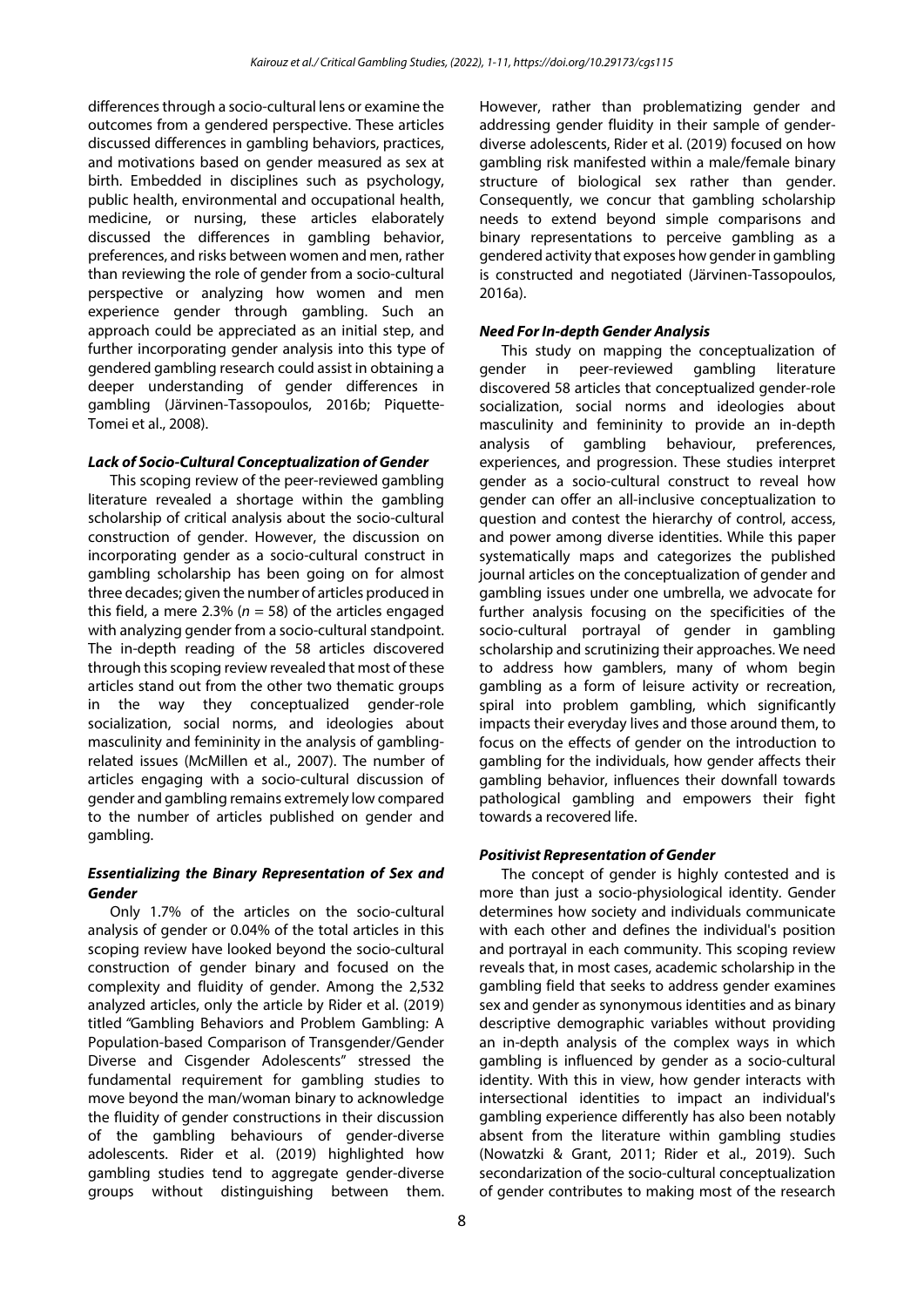differences through a socio-cultural lens or examine the outcomes from a gendered perspective. These articles discussed differences in gambling behaviors, practices, and motivations based on gender measured as sex at birth. Embedded in disciplines such as psychology, public health, environmental and occupational health, medicine, or nursing, these articles elaborately discussed the differences in gambling behavior, preferences, and risks between women and men, rather than reviewing the role of gender from a socio-cultural perspective or analyzing how women and men experience gender through gambling. Such an approach could be appreciated as an initial step, and further incorporating gender analysis into this type of gendered gambling research could assist in obtaining a deeper understanding of gender differences in gambling (Järvinen-Tassopoulos, 2016b; Piquette-Tomei et al., 2008).

### *Lack of Socio-Cultural Conceptualization of Gender*

This scoping review of the peer-reviewed gambling literature revealed a shortage within the gambling scholarship of critical analysis about the socio-cultural construction of gender. However, the discussion on incorporating gender as a socio-cultural construct in gambling scholarship has been going on for almost three decades; given the number of articles produced in this field, a mere 2.3% (*n* = 58) of the articles engaged with analyzing gender from a socio-cultural standpoint. The in-depth reading of the 58 articles discovered through this scoping review revealed that most of these articles stand out from the other two thematic groups in the way they conceptualized gender-role socialization, social norms, and ideologies about masculinity and femininity in the analysis of gambling-related issues (McMillen et al., 2007). The number of articles engaging with a socio-cultural discussion of gender and gambling remains extremely low compared to the number of articles published on gender and gambling.

### *Essentializing the Binary Representation of Sex and Gender*

Only 1.7% of the articles on the socio-cultural analysis of gender or 0.04% of the total articles in this scoping review have looked beyond the socio-cultural construction of gender binary and focused on the complexity and fluidity of gender. Among the 2,532 analyzed articles, only the article by Rider et al. (2019) titled "Gambling Behaviors and Problem Gambling: A Population-based Comparison of Transgender/Gender Diverse and Cisgender Adolescents" stressed the fundamental requirement for gambling studies to move beyond the man/woman binary to acknowledge the fluidity of gender constructions in their discussion of the gambling behaviours of gender-diverse adolescents. Rider et al. (2019) highlighted how gambling studies tend to aggregate gender-diverse groups without distinguishing between them. However, rather than problematizing gender and addressing gender fluidity in their sample of gender-diverse adolescents, Rider et al. (2019) focused on how gambling risk manifested within a male/female binary structure of biological sex rather than gender. Consequently, we concur that gambling scholarship needs to extend beyond simple comparisons and binary representations to perceive gambling as a gendered activity that exposes how gender in gambling is constructed and negotiated (Järvinen-Tassopoulos, 2016a).

### *Need For In-depth Gender Analysis*

This study on mapping the conceptualization of gender in peer-reviewed gambling literature discovered 58 articles that conceptualized gender-role socialization, social norms and ideologies about masculinity and femininity to provide an in-depth analysis of gambling behaviour, preferences, experiences, and progression. These studies interpret gender as a socio-cultural construct to reveal how gender can offer an all-inclusive conceptualization to question and contest the hierarchy of control, access, and power among diverse identities. While this paper systematically maps and categorizes the published journal articles on the conceptualization of gender and gambling issues under one umbrella, we advocate for further analysis focusing on the specificities of the socio-cultural portrayal of gender in gambling scholarship and scrutinizing their approaches. We need to address how gamblers, many of whom begin gambling as a form of leisure activity or recreation, spiral into problem gambling, which significantly impacts their everyday lives and those around them, to focus on the effects of gender on the introduction to gambling for the individuals, how gender affects their gambling behavior, influences their downfall towards pathological gambling and empowers their fight towards a recovered life.

### *Positivist Representation of Gender*

The concept of gender is highly contested and is more than just a socio-physiological identity. Gender determines how society and individuals communicate with each other and defines the individual's position and portrayal in each community. This scoping review reveals that, in most cases, academic scholarship in the gambling field that seeks to address gender examines sex and gender as synonymous identities and as binary descriptive demographic variables without providing an in-depth analysis of the complex ways in which gambling is influenced by gender as a socio-cultural identity. With this in view, how gender interacts with intersectional identities to impact an individual's gambling experience differently has also been notably absent from the literature within gambling studies (Nowatzki & Grant, 2011; Rider et al., 2019). Such secondarization of the socio-cultural conceptualization of gender contributes to making most of the research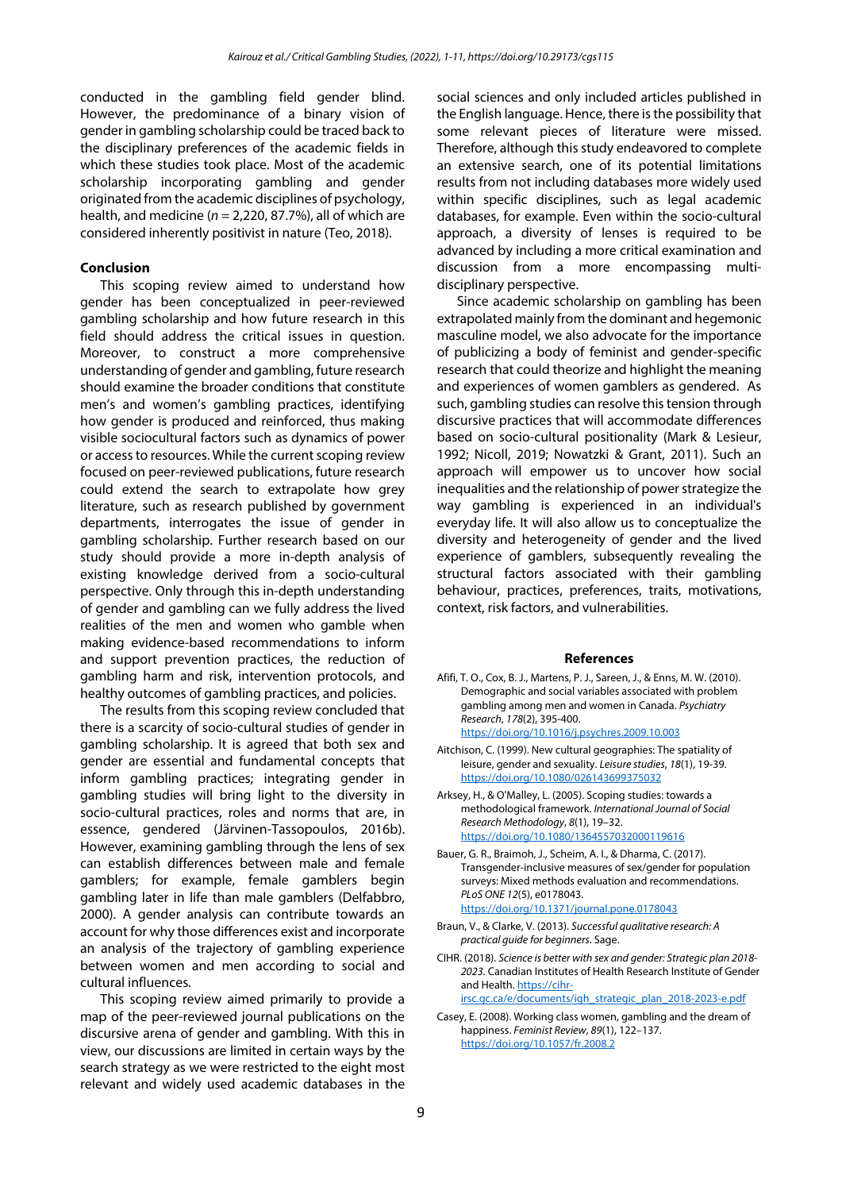conducted in the gambling field gender blind. However, the predominance of a binary vision of gender in gambling scholarship could be traced back to the disciplinary preferences of the academic fields in which these studies took place. Most of the academic scholarship incorporating gambling and gender originated from the academic disciplines of psychology, health, and medicine (*n* = 2,220, 87.7%), all of which are considered inherently positivist in nature (Teo, 2018).

## Conclusion

This scoping review aimed to understand how gender has been conceptualized in peer-reviewed gambling scholarship and how future research in this field should address the critical issues in question. Moreover, to construct a more comprehensive understanding of gender and gambling, future research should examine the broader conditions that constitute men's and women's gambling practices, identifying how gender is produced and reinforced, thus making visible sociocultural factors such as dynamics of power or access to resources. While the current scoping review focused on peer-reviewed publications, future research could extend the search to extrapolate how grey literature, such as research published by government departments, interrogates the issue of gender in gambling scholarship. Further research based on our study should provide a more in-depth analysis of existing knowledge derived from a socio-cultural perspective. Only through this in-depth understanding of gender and gambling can we fully address the lived realities of the men and women who gamble when making evidence-based recommendations to inform and support prevention practices, the reduction of gambling harm and risk, intervention protocols, and healthy outcomes of gambling practices, and policies.

The results from this scoping review concluded that there is a scarcity of socio-cultural studies of gender in gambling scholarship. It is agreed that both sex and gender are essential and fundamental concepts that inform gambling practices; integrating gender in gambling studies will bring light to the diversity in socio-cultural practices, roles and norms that are, in essence, gendered (Järvinen-Tassopoulos, 2016b). However, examining gambling through the lens of sex can establish differences between male and female gamblers; for example, female gamblers begin gambling later in life than male gamblers (Delfabbro, 2000). A gender analysis can contribute towards an account for why those differences exist and incorporate an analysis of the trajectory of gambling experience between women and men according to social and cultural influences.

This scoping review aimed primarily to provide a map of the peer-reviewed journal publications on the discursive arena of gender and gambling. With this in view, our discussions are limited in certain ways by the search strategy as we were restricted to the eight most relevant and widely used academic databases in the social sciences and only included articles published in the English language. Hence, there is the possibility that some relevant pieces of literature were missed. Therefore, although this study endeavored to complete an extensive search, one of its potential limitations results from not including databases more widely used within specific disciplines, such as legal academic databases, for example. Even within the socio-cultural approach, a diversity of lenses is required to be advanced by including a more critical examination and discussion from a more encompassing multi-disciplinary perspective.

Since academic scholarship on gambling has been extrapolated mainly from the dominant and hegemonic masculine model, we also advocate for the importance of publicizing a body of feminist and gender-specific research that could theorize and highlight the meaning and experiences of women gamblers as gendered. As such, gambling studies can resolve this tension through discursive practices that will accommodate differences based on socio-cultural positionality (Mark & Lesieur, 1992; Nicoll, 2019; Nowatzki & Grant, 2011). Such an approach will empower us to uncover how social inequalities and the relationship of power strategize the way gambling is experienced in an individual's everyday life. It will also allow us to conceptualize the diversity and heterogeneity of gender and the lived experience of gamblers, subsequently revealing the structural factors associated with their gambling behaviour, practices, preferences, traits, motivations, context, risk factors, and vulnerabilities.

## References

Afifi, T. O., Cox, B. J., Martens, P. J., Sareen, J., & Enns, M. W. (2010). Demographic and social variables associated with problem gambling among men and women in Canada. *Psychiatry Research*, *178*(2), 395-400. https://doi.org/10.1016/j.psychres.2009.10.003

Aitchison, C. (1999). New cultural geographies: The spatiality of leisure, gender and sexuality. *Leisure studies*, *18*(1), 19-39. https://doi.org/10.1080/026143699375032

Arksey, H., & O'Malley, L. (2005). Scoping studies: towards a methodological framework. *International Journal of Social Research Methodology*, *8*(1), 19–32. https://doi.org/10.1080/1364557032000119616

Bauer, G. R., Braimoh, J., Scheim, A. I., & Dharma, C. (2017). Transgender-inclusive measures of sex/gender for population surveys: Mixed methods evaluation and recommendations. *PLoS ONE 12*(5), e0178043. https://doi.org/10.1371/journal.pone.0178043

Braun, V., & Clarke, V. (2013). *Successful qualitative research: A practical guide for beginners*. Sage.

CIHR. (2018). *Science is better with sex and gender: Strategic plan 2018-2023*. Canadian Institutes of Health Research Institute of Gender and Health. https://cihr-irsc.gc.ca/e/documents/igh_strategic_plan_2018-2023-e.pdf

Casey, E. (2008). Working class women, gambling and the dream of happiness. *Feminist Review*, *89*(1), 122–137. https://doi.org/10.1057/fr.2008.2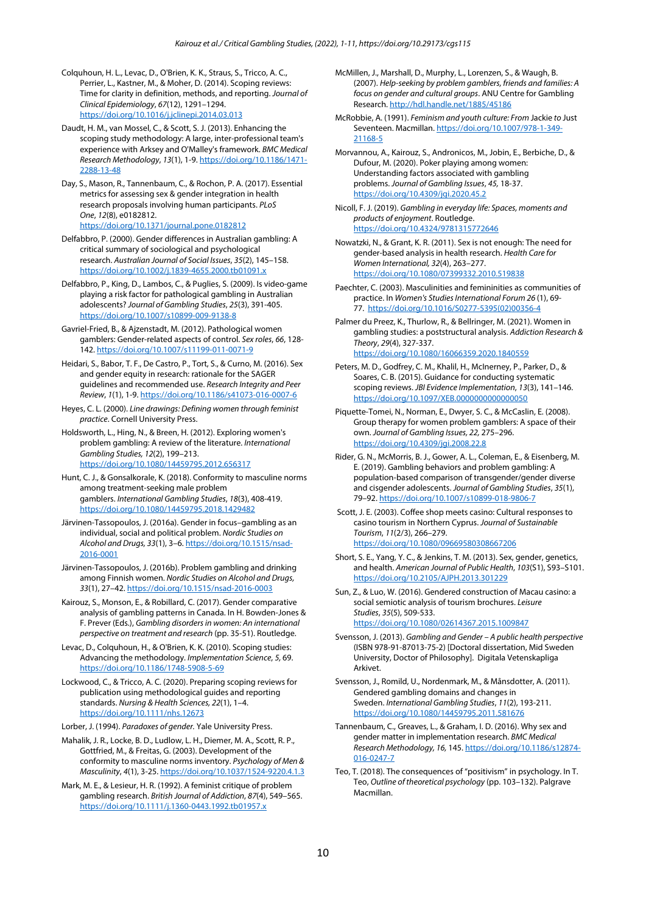Colquhoun, H. L., Levac, D., O'Brien, K. K., Straus, S., Tricco, A. C., Perrier, L., Kastner, M., & Moher, D. (2014). Scoping reviews: Time for clarity in definition, methods, and reporting. *Journal of Clinical Epidemiology*, *67*(12), 1291–1294. https://doi.org/10.1016/j.jclinepi.2014.03.013

Daudt, H. M., van Mossel, C., & Scott, S. J. (2013). Enhancing the scoping study methodology: A large, inter-professional team's experience with Arksey and O'Malley's framework. *BMC Medical Research Methodology*, *13*(1), 1-9. https://doi.org/10.1186/1471-2288-13-48

Day, S., Mason, R., Tannenbaum, C., & Rochon, P. A. (2017). Essential metrics for assessing sex & gender integration in health research proposals involving human participants. *PLoS One*, *12*(8), e0182812. https://doi.org/10.1371/journal.pone.0182812

Delfabbro, P. (2000). Gender differences in Australian gambling: A critical summary of sociological and psychological research. *Australian Journal of Social Issues*, *35*(2), 145–158. https://doi.org/10.1002/j.1839-4655.2000.tb01091.x

Delfabbro, P., King, D., Lambos, C., & Puglies, S. (2009). Is video-game playing a risk factor for pathological gambling in Australian adolescents? *Journal of Gambling Studies*, *25*(3), 391-405. https://doi.org/10.1007/s10899-009-9138-8

Gavriel-Fried, B., & Ajzenstadt, M. (2012). Pathological women gamblers: Gender-related aspects of control. *Sex roles*, *66*, 128-142. https://doi.org/10.1007/s11199-011-0071-9

Heidari, S., Babor, T. F., De Castro, P., Tort, S., & Curno, M. (2016). Sex and gender equity in research: rationale for the SAGER guidelines and recommended use. *Research Integrity and Peer Review*, *1*(1), 1-9. https://doi.org/10.1186/s41073-016-0007-6

Heyes, C. L. (2000). *Line drawings: Defining women through feminist practice*. Cornell University Press.

Holdsworth, L., Hing, N., & Breen, H. (2012). Exploring women's problem gambling: A review of the literature. *International Gambling Studies, 12*(2), 199–213. https://doi.org/10.1080/14459795.2012.656317

Hunt, C. J., & Gonsalkorale, K. (2018). Conformity to masculine norms among treatment-seeking male problem gamblers. *International Gambling Studies*, *18*(3), 408-419. https://doi.org/10.1080/14459795.2018.1429482

Järvinen-Tassopoulos, J. (2016a). Gender in focus–gambling as an individual, social and political problem. *Nordic Studies on Alcohol and Drugs, 33*(1), 3–6. https://doi.org/10.1515/nsad-2016-0001

Järvinen-Tassopoulos, J. (2016b). Problem gambling and drinking among Finnish women. *Nordic Studies on Alcohol and Drugs*, *33*(1), 27–42. https://doi.org/10.1515/nsad-2016-0003

Kairouz, S., Monson, E., & Robillard, C. (2017). Gender comparative analysis of gambling patterns in Canada. In H. Bowden-Jones & F. Prever (Eds.), *Gambling disorders in women: An international perspective on treatment and research* (pp. 35-51). Routledge.

Levac, D., Colquhoun, H., & O'Brien, K. K. (2010). Scoping studies: Advancing the methodology. *Implementation Science*, *5*, 69. https://doi.org/10.1186/1748-5908-5-69

Lockwood, C., & Tricco, A. C. (2020). Preparing scoping reviews for publication using methodological guides and reporting standards. *Nursing & Health Sciences*, *22*(1), 1–4. https://doi.org/10.1111/nhs.12673

Lorber, J. (1994). *Paradoxes of gender.* Yale University Press.

Mahalik, J. R., Locke, B. D., Ludlow, L. H., Diemer, M. A., Scott, R. P., Gottfried, M., & Freitas, G. (2003). Development of the conformity to masculine norms inventory. *Psychology of Men & Masculinity*, *4*(1), 3-25. https://doi.org/10.1037/1524-9220.4.1.3

Mark, M. E., & Lesieur, H. R. (1992). A feminist critique of problem gambling research. *British Journal of Addiction*, *87*(4), 549–565. https://doi.org/10.1111/j.1360-0443.1992.tb01957.x

McMillen, J., Marshall, D., Murphy, L., Lorenzen, S., & Waugh, B. (2007). *Help-seeking by problem gamblers, friends and families: A focus on gender and cultural groups*. ANU Centre for Gambling Research. http://hdl.handle.net/1885/45186

McRobbie, A. (1991). *Feminism and youth culture: From* Jackie *to* Just Seventeen. Macmillan. https://doi.org/10.1007/978-1-349-21168-5

Morvannou, A., Kairouz, S., Andronicos, M., Jobin, E., Berbiche, D., & Dufour, M. (2020). Poker playing among women: Understanding factors associated with gambling problems. *Journal of Gambling Issues*, *45,* 18-37. https://doi.org/10.4309/jgi.2020.45.2

Nicoll, F. J. (2019). *Gambling in everyday life: Spaces, moments and products of enjoyment*. Routledge. https://doi.org/10.4324/9781315772646

Nowatzki, N., & Grant, K. R. (2011). Sex is not enough: The need for gender-based analysis in health research. *Health Care for Women International, 32*(4), 263–277. https://doi.org/10.1080/07399332.2010.519838

Paechter, C. (2003). Masculinities and femininities as communities of practice. In *Women's Studies International Forum 26* (1), 69-77. https://doi.org/10.1016/S0277-5395(02)00356-4

Palmer du Preez, K., Thurlow, R., & Bellringer, M. (2021). Women in gambling studies: a poststructural analysis. *Addiction Research & Theory*, *29*(4), 327-337. https://doi.org/10.1080/16066359.2020.1840559

Peters, M. D., Godfrey, C. M., Khalil, H., McInerney, P., Parker, D., & Soares, C. B. (2015). Guidance for conducting systematic scoping reviews. *JBI Evidence Implementation*, *13*(3), 141–146. https://doi.org/10.1097/XEB.0000000000000050

Piquette-Tomei, N., Norman, E., Dwyer, S. C., & McCaslin, E. (2008). Group therapy for women problem gamblers: A space of their own. *Journal of Gambling Issues, 22,* 275–296. https://doi.org/10.4309/jgi.2008.22.8

Rider, G. N., McMorris, B. J., Gower, A. L., Coleman, E., & Eisenberg, M. E. (2019). Gambling behaviors and problem gambling: A population-based comparison of transgender/gender diverse and cisgender adolescents. *Journal of Gambling Studies*, *35*(1), 79–92. https://doi.org/10.1007/s10899-018-9806-7

Scott, J. E. (2003). Coffee shop meets casino: Cultural responses to casino tourism in Northern Cyprus. *Journal of Sustainable Tourism*, *11*(2/3), 266–279. https://doi.org/10.1080/09669580308667206

Short, S. E., Yang, Y. C., & Jenkins, T. M. (2013). Sex, gender, genetics, and health. *American Journal of Public Health*, *103*(S1), S93–S101. https://doi.org/10.2105/AJPH.2013.301229

Sun, Z., & Luo, W. (2016). Gendered construction of Macau casino: a social semiotic analysis of tourism brochures. *Leisure Studies*, *35*(5), 509-533. https://doi.org/10.1080/02614367.2015.1009847

Svensson, J. (2013). *Gambling and Gender – A public health perspective* (ISBN 978-91-87013-75-2) [Doctoral dissertation, Mid Sweden University, Doctor of Philosophy]. Digitala Vetenskapliga Arkivet.

Svensson, J., Romild, U., Nordenmark, M., & Månsdotter, A. (2011). Gendered gambling domains and changes in Sweden. *International Gambling Studies*, *11*(2), 193-211. https://doi.org/10.1080/14459795.2011.581676

Tannenbaum, C., Greaves, L., & Graham, I. D. (2016). Why sex and gender matter in implementation research. *BMC Medical Research Methodology, 16,* 145. https://doi.org/10.1186/s12874-016-0247-7

Teo, T. (2018). The consequences of "positivism" in psychology. In T. Teo, *Outline of theoretical psychology* (pp. 103–132). Palgrave Macmillan.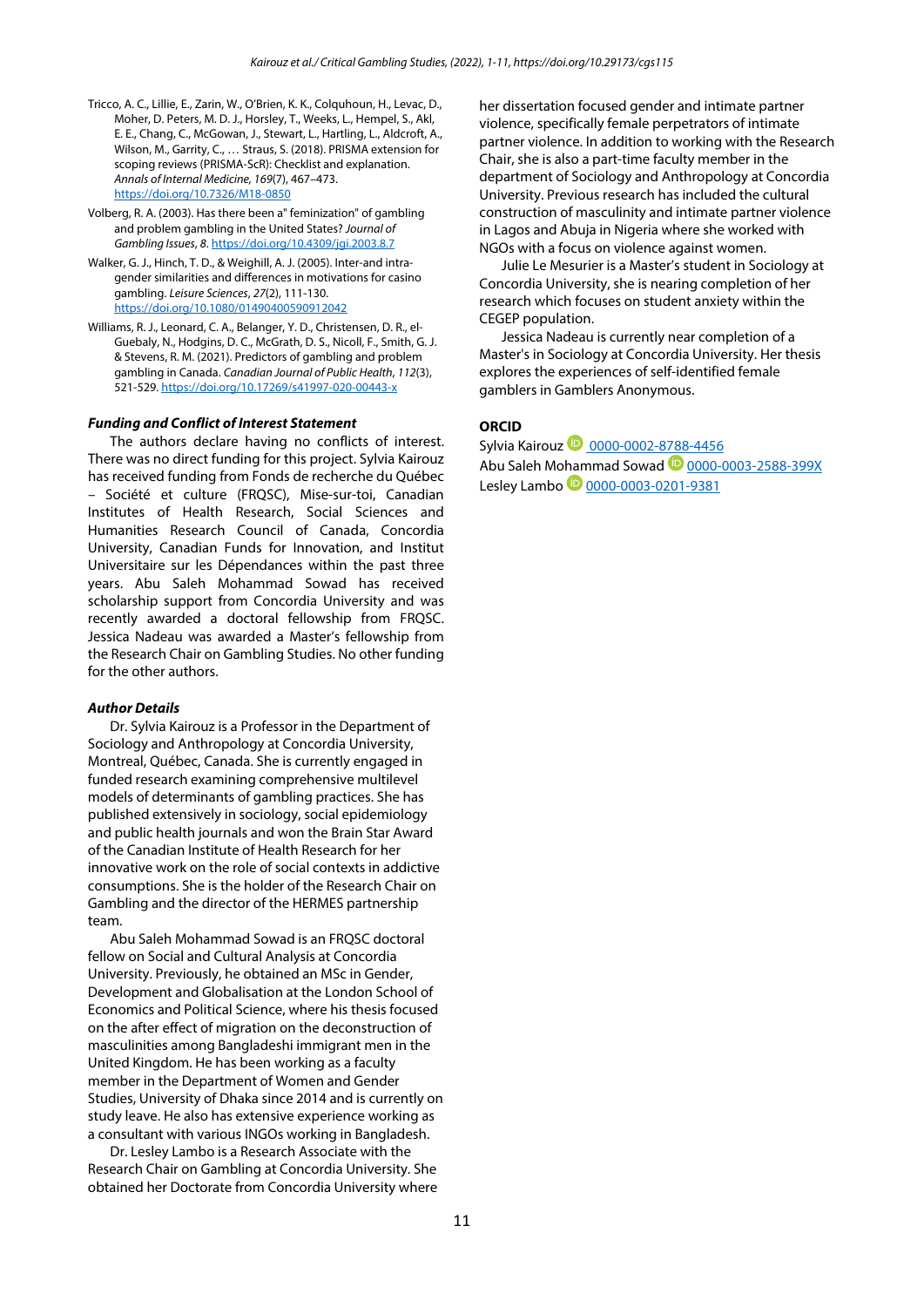Tricco, A. C., Lillie, E., Zarin, W., O'Brien, K. K., Colquhoun, H., Levac, D., Moher, D. Peters, M. D. J., Horsley, T., Weeks, L., Hempel, S., Akl, E. E., Chang, C., McGowan, J., Stewart, L., Hartling, L., Aldcroft, A., Wilson, M., Garrity, C., … Straus, S. (2018). PRISMA extension for scoping reviews (PRISMA-ScR): Checklist and explanation. *Annals of Internal Medicine, 169*(7), 467–473. https://doi.org/10.7326/M18-0850

Volberg, R. A. (2003). Has there been a" feminization" of gambling and problem gambling in the United States? *Journal of Gambling Issues*, *8*. https://doi.org/10.4309/jgi.2003.8.7

Walker, G. J., Hinch, T. D., & Weighill, A. J. (2005). Inter-and intra-gender similarities and differences in motivations for casino gambling. *Leisure Sciences*, *27*(2), 111-130. https://doi.org/10.1080/01490400590912042

Williams, R. J., Leonard, C. A., Belanger, Y. D., Christensen, D. R., el-Guebaly, N., Hodgins, D. C., McGrath, D. S., Nicoll, F., Smith, G. J. & Stevens, R. M. (2021). Predictors of gambling and problem gambling in Canada. *Canadian Journal of Public Health*, *112*(3), 521-529. https://doi.org/10.17269/s41997-020-00443-x

### *Funding and Conflict of Interest Statement*

The authors declare having no conflicts of interest. There was no direct funding for this project. Sylvia Kairouz has received funding from Fonds de recherche du Québec – Société et culture (FRQSC), Mise-sur-toi, Canadian Institutes of Health Research, Social Sciences and Humanities Research Council of Canada, Concordia University, Canadian Funds for Innovation, and Institut Universitaire sur les Dépendances within the past three years. Abu Saleh Mohammad Sowad has received scholarship support from Concordia University and was recently awarded a doctoral fellowship from FRQSC. Jessica Nadeau was awarded a Master's fellowship from the Research Chair on Gambling Studies. No other funding for the other authors.

### *Author Details*

Dr. Sylvia Kairouz is a Professor in the Department of Sociology and Anthropology at Concordia University, Montreal, Québec, Canada. She is currently engaged in funded research examining comprehensive multilevel models of determinants of gambling practices. She has published extensively in sociology, social epidemiology and public health journals and won the Brain Star Award of the Canadian Institute of Health Research for her innovative work on the role of social contexts in addictive consumptions. She is the holder of the Research Chair on Gambling and the director of the HERMES partnership team.

Abu Saleh Mohammad Sowad is an FRQSC doctoral fellow on Social and Cultural Analysis at Concordia University. Previously, he obtained an MSc in Gender, Development and Globalisation at the London School of Economics and Political Science, where his thesis focused on the after effect of migration on the deconstruction of masculinities among Bangladeshi immigrant men in the United Kingdom. He has been working as a faculty member in the Department of Women and Gender Studies, University of Dhaka since 2014 and is currently on study leave. He also has extensive experience working as a consultant with various INGOs working in Bangladesh.

Dr. Lesley Lambo is a Research Associate with the Research Chair on Gambling at Concordia University. She obtained her Doctorate from Concordia University where her dissertation focused gender and intimate partner violence, specifically female perpetrators of intimate partner violence. In addition to working with the Research Chair, she is also a part-time faculty member in the department of Sociology and Anthropology at Concordia University. Previous research has included the cultural construction of masculinity and intimate partner violence in Lagos and Abuja in Nigeria where she worked with NGOs with a focus on violence against women.

Julie Le Mesurier is a Master's student in Sociology at Concordia University, she is nearing completion of her research which focuses on student anxiety within the CEGEP population.

Jessica Nadeau is currently near completion of a Master's in Sociology at Concordia University. Her thesis explores the experiences of self-identified female gamblers in Gamblers Anonymous.

### ORCID

Sylvia Kairouz 0000-0002-8788-4456

Abu Saleh Mohammad Sowad 0000-0003-2588-399X

Lesley Lambo 0000-0003-0201-9381